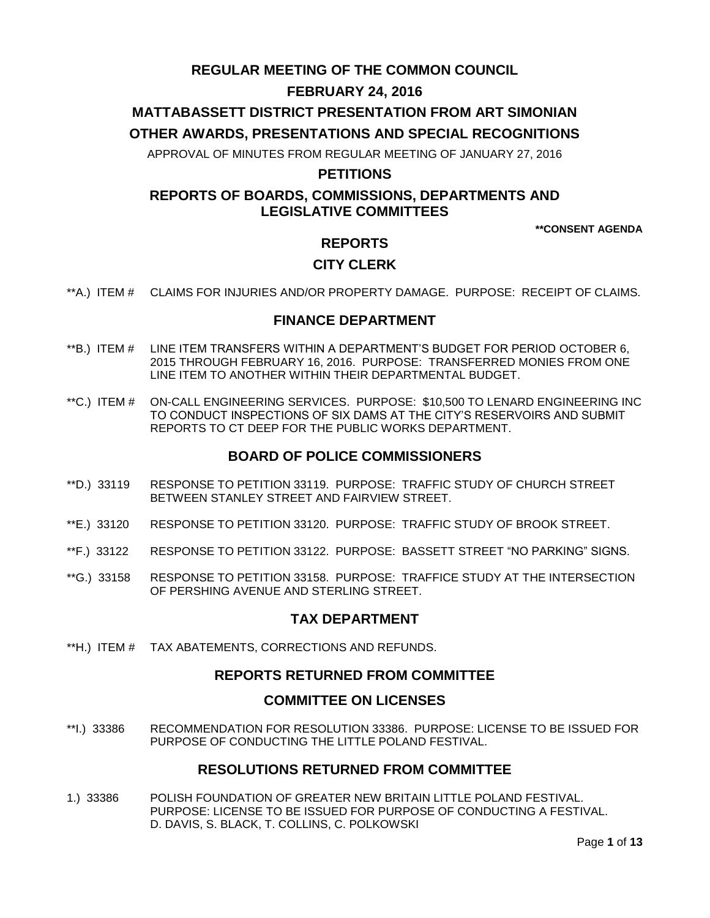# REGULAR MEETING OF THE COMMON COUNCIL

## FEBRUARY 24, 2016

## MATTABASSETT DISTRICT PRESENTATION FROM ART SIMONIAN

## OTHER AWARDS, PRESENTATIONS AND SPECIAL RECOGNITIONS

APPROVAL OF MINUTES FROM REGULAR MEETING OF JANUARY 27, 2016

## PETITIONS

## REPORTS OF BOARDS, COMMISSIONS, DEPARTMENTS AND LEGISLATIVE COMMITTEES

**\*\*CONSENT AGENDA**

## REPORTS

## CITY CLERK

\*\*A.) ITEM # CLAIMS FOR INJURIES AND/OR PROPERTY DAMAGE. PURPOSE: RECEIPT OF CLAIMS.

## FINANCE DEPARTMENT

\*\*B.) ITEM # LINE ITEM TRANSFERS WITHIN A DEPARTMENT'S BUDGET FOR PERIOD OCTOBER 6, 2015 THROUGH FEBRUARY 16, 2016. PURPOSE: TRANSFERRED MONIES FROM ONE LINE ITEM TO ANOTHER WITHIN THEIR DEPARTMENTAL BUDGET.

\*\*C.) ITEM # ON-CALL ENGINEERING SERVICES. PURPOSE: $10,500 TO LENARD ENGINEERING INC TO CONDUCT INSPECTIONS OF SIX DAMS AT THE CITY'S RESERVOIRS AND SUBMIT REPORTS TO CT DEEP FOR THE PUBLIC WORKS DEPARTMENT.

## BOARD OF POLICE COMMISSIONERS

\*\*D.) 33119 RESPONSE TO PETITION 33119. PURPOSE: TRAFFIC STUDY OF CHURCH STREET BETWEEN STANLEY STREET AND FAIRVIEW STREET.

\*\*E.) 33120 RESPONSE TO PETITION 33120. PURPOSE: TRAFFIC STUDY OF BROOK STREET.

\*\*F.) 33122 RESPONSE TO PETITION 33122. PURPOSE: BASSETT STREET "NO PARKING" SIGNS.

\*\*G.) 33158 RESPONSE TO PETITION 33158. PURPOSE: TRAFFICE STUDY AT THE INTERSECTION OF PERSHING AVENUE AND STERLING STREET.

## TAX DEPARTMENT

\*\*H.) ITEM # TAX ABATEMENTS, CORRECTIONS AND REFUNDS.

## REPORTS RETURNED FROM COMMITTEE

## COMMITTEE ON LICENSES

\*\*I.) 33386 RECOMMENDATION FOR RESOLUTION 33386. PURPOSE: LICENSE TO BE ISSUED FOR PURPOSE OF CONDUCTING THE LITTLE POLAND FESTIVAL.

## RESOLUTIONS RETURNED FROM COMMITTEE

1.) 33386 POLISH FOUNDATION OF GREATER NEW BRITAIN LITTLE POLAND FESTIVAL. PURPOSE: LICENSE TO BE ISSUED FOR PURPOSE OF CONDUCTING A FESTIVAL. D. DAVIS, S. BLACK, T. COLLINS, C. POLKOWSKI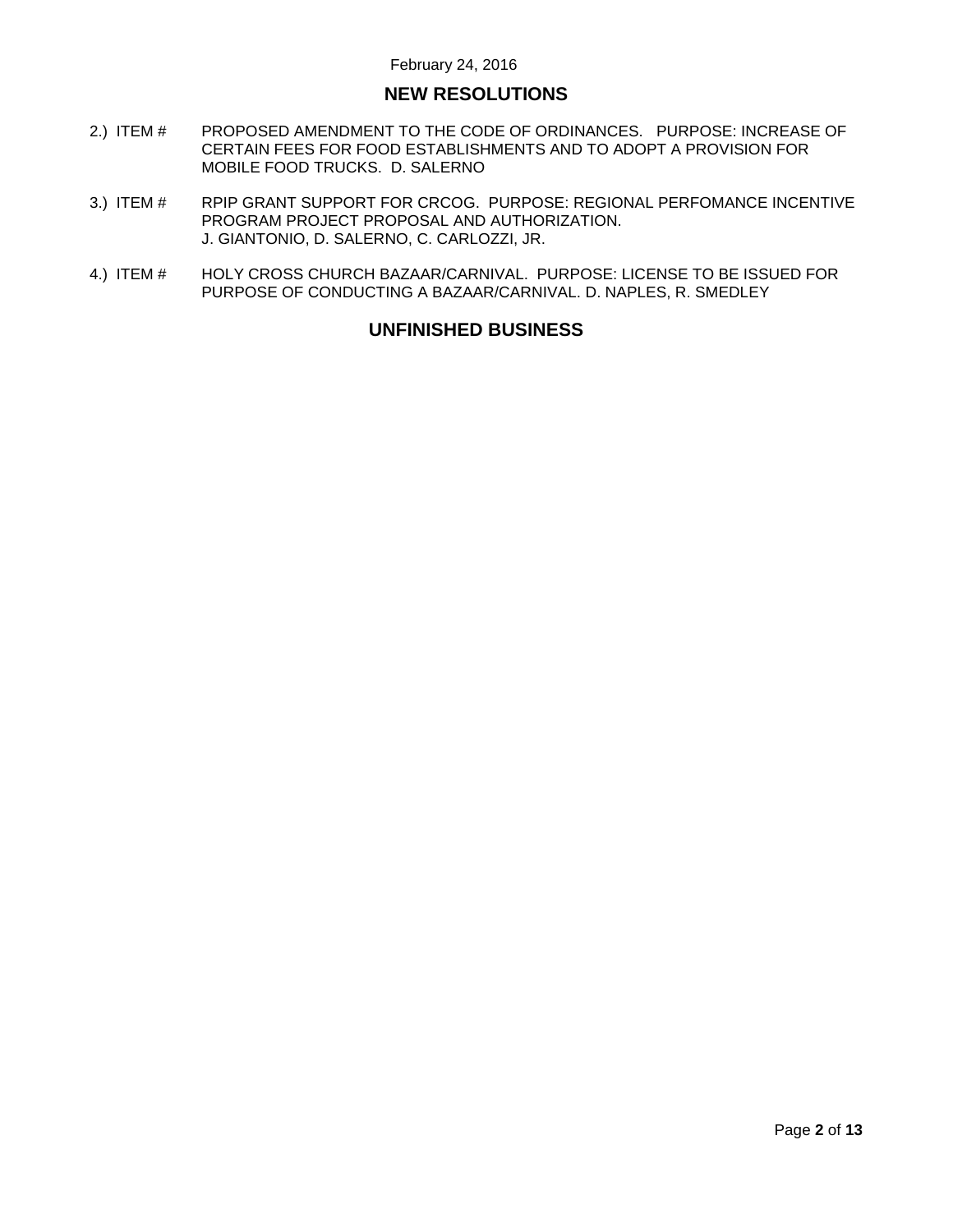February 24, 2016

## NEW RESOLUTIONS

2.) ITEM # PROPOSED AMENDMENT TO THE CODE OF ORDINANCES. PURPOSE: INCREASE OF CERTAIN FEES FOR FOOD ESTABLISHMENTS AND TO ADOPT A PROVISION FOR MOBILE FOOD TRUCKS. D. SALERNO

3.) ITEM # RPIP GRANT SUPPORT FOR CRCOG. PURPOSE: REGIONAL PERFOMANCE INCENTIVE PROGRAM PROJECT PROPOSAL AND AUTHORIZATION. J. GIANTONIO, D. SALERNO, C. CARLOZZI, JR.

4.) ITEM # HOLY CROSS CHURCH BAZAAR/CARNIVAL. PURPOSE: LICENSE TO BE ISSUED FOR PURPOSE OF CONDUCTING A BAZAAR/CARNIVAL. D. NAPLES, R. SMEDLEY

## UNFINISHED BUSINESS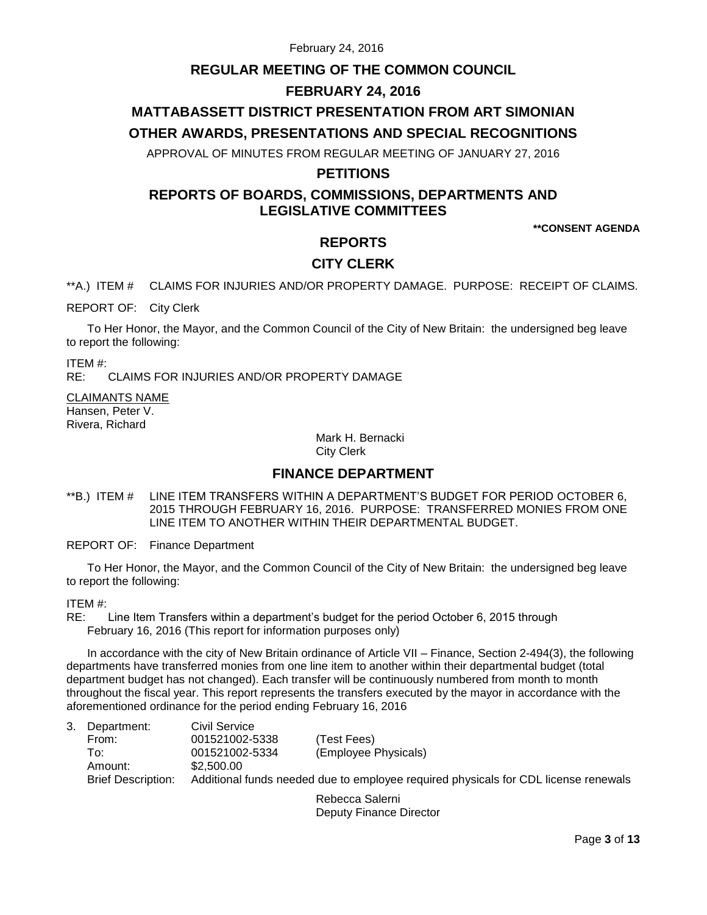# REGULAR MEETING OF THE COMMON COUNCIL

## FEBRUARY 24, 2016

## MATTABASSETT DISTRICT PRESENTATION FROM ART SIMONIAN

## OTHER AWARDS, PRESENTATIONS AND SPECIAL RECOGNITIONS

APPROVAL OF MINUTES FROM REGULAR MEETING OF JANUARY 27, 2016

## PETITIONS

## REPORTS OF BOARDS, COMMISSIONS, DEPARTMENTS AND LEGISLATIVE COMMITTEES

**\*\*CONSENT AGENDA**

## REPORTS

## CITY CLERK

\*\*A.) ITEM # CLAIMS FOR INJURIES AND/OR PROPERTY DAMAGE. PURPOSE: RECEIPT OF CLAIMS.

REPORT OF: City Clerk

To Her Honor, the Mayor, and the Common Council of the City of New Britain: the undersigned beg leave to report the following:

ITEM #:
RE: CLAIMS FOR INJURIES AND/OR PROPERTY DAMAGE

CLAIMANTS NAME
Hansen, Peter V.
Rivera, Richard

Mark H. Bernacki
City Clerk

## FINANCE DEPARTMENT

\*\*B.) ITEM # LINE ITEM TRANSFERS WITHIN A DEPARTMENT'S BUDGET FOR PERIOD OCTOBER 6, 2015 THROUGH FEBRUARY 16, 2016. PURPOSE: TRANSFERRED MONIES FROM ONE LINE ITEM TO ANOTHER WITHIN THEIR DEPARTMENTAL BUDGET.

REPORT OF: Finance Department

To Her Honor, the Mayor, and the Common Council of the City of New Britain: the undersigned beg leave to report the following:

ITEM #:
RE: Line Item Transfers within a department's budget for the period October 6, 2015 through February 16, 2016 (This report for information purposes only)

In accordance with the city of New Britain ordinance of Article VII – Finance, Section 2-494(3), the following departments have transferred monies from one line item to another within their departmental budget (total department budget has not changed). Each transfer will be continuously numbered from month to month throughout the fiscal year. This report represents the transfers executed by the mayor in accordance with the aforementioned ordinance for the period ending February 16, 2016

3. Department: Civil Service
   From: 001521002-5338 (Test Fees)
   To: 001521002-5334 (Employee Physicals)
   Amount: $2,500.00
   Brief Description: Additional funds needed due to employee required physicals for CDL license renewals

Rebecca Salerni
Deputy Finance Director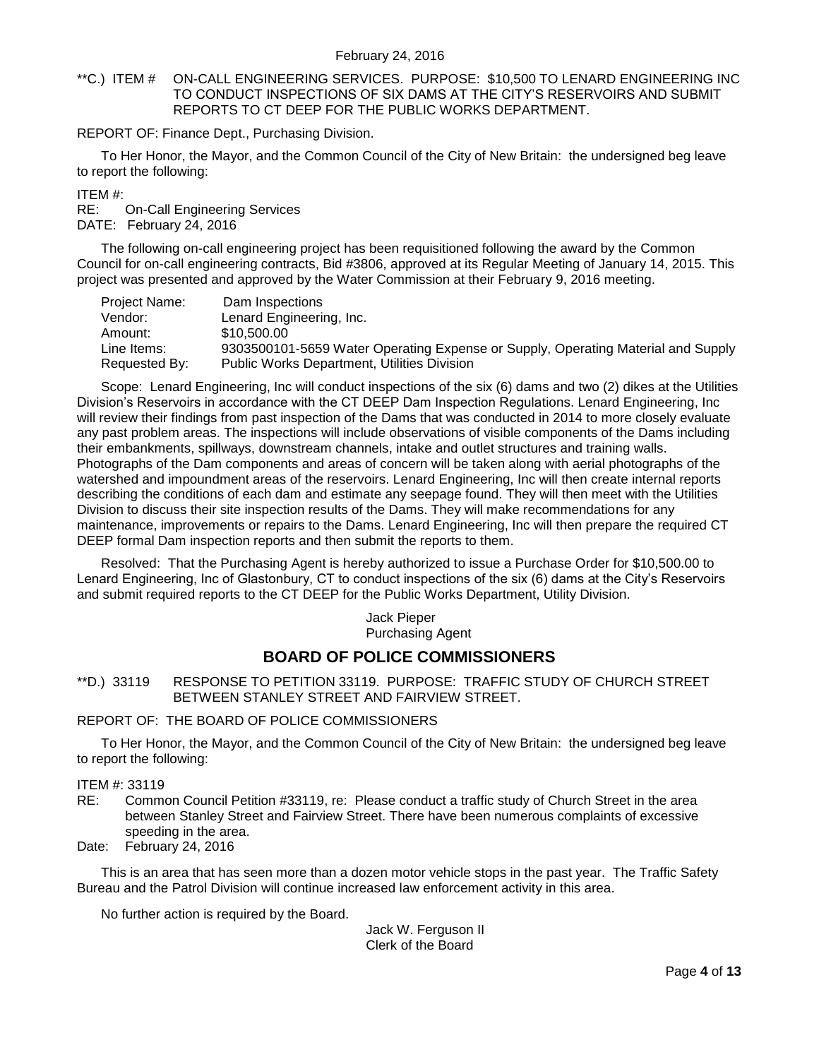**C.) ITEM # ON-CALL ENGINEERING SERVICES. PURPOSE: $10,500 TO LENARD ENGINEERING INC TO CONDUCT INSPECTIONS OF SIX DAMS AT THE CITY'S RESERVOIRS AND SUBMIT REPORTS TO CT DEEP FOR THE PUBLIC WORKS DEPARTMENT.

REPORT OF: Finance Dept., Purchasing Division.

To Her Honor, the Mayor, and the Common Council of the City of New Britain: the undersigned beg leave to report the following:

ITEM #:
RE: On-Call Engineering Services
DATE: February 24, 2016

The following on-call engineering project has been requisitioned following the award by the Common Council for on-call engineering contracts, Bid #3806, approved at its Regular Meeting of January 14, 2015. This project was presented and approved by the Water Commission at their February 9, 2016 meeting.

| | |
|---|---|
| Project Name: | Dam Inspections |
| Vendor: | Lenard Engineering, Inc. |
| Amount: | $10,500.00 |
| Line Items: | 9303500101-5659 Water Operating Expense or Supply, Operating Material and Supply |
| Requested By: | Public Works Department, Utilities Division |

Scope: Lenard Engineering, Inc will conduct inspections of the six (6) dams and two (2) dikes at the Utilities Division's Reservoirs in accordance with the CT DEEP Dam Inspection Regulations. Lenard Engineering, Inc will review their findings from past inspection of the Dams that was conducted in 2014 to more closely evaluate any past problem areas. The inspections will include observations of visible components of the Dams including their embankments, spillways, downstream channels, intake and outlet structures and training walls. Photographs of the Dam components and areas of concern will be taken along with aerial photographs of the watershed and impoundment areas of the reservoirs. Lenard Engineering, Inc will then create internal reports describing the conditions of each dam and estimate any seepage found. They will then meet with the Utilities Division to discuss their site inspection results of the Dams. They will make recommendations for any maintenance, improvements or repairs to the Dams. Lenard Engineering, Inc will then prepare the required CT DEEP formal Dam inspection reports and then submit the reports to them.

Resolved: That the Purchasing Agent is hereby authorized to issue a Purchase Order for $10,500.00 to Lenard Engineering, Inc of Glastonbury, CT to conduct inspections of the six (6) dams at the City's Reservoirs and submit required reports to the CT DEEP for the Public Works Department, Utility Division.

Jack Pieper
Purchasing Agent

## BOARD OF POLICE COMMISSIONERS

**D.) 33119 RESPONSE TO PETITION 33119. PURPOSE: TRAFFIC STUDY OF CHURCH STREET BETWEEN STANLEY STREET AND FAIRVIEW STREET.

REPORT OF: THE BOARD OF POLICE COMMISSIONERS

To Her Honor, the Mayor, and the Common Council of the City of New Britain: the undersigned beg leave to report the following:

ITEM #: 33119
RE: Common Council Petition #33119, re: Please conduct a traffic study of Church Street in the area between Stanley Street and Fairview Street. There have been numerous complaints of excessive speeding in the area.
Date: February 24, 2016

This is an area that has seen more than a dozen motor vehicle stops in the past year. The Traffic Safety Bureau and the Patrol Division will continue increased law enforcement activity in this area.

No further action is required by the Board.

Jack W. Ferguson II
Clerk of the Board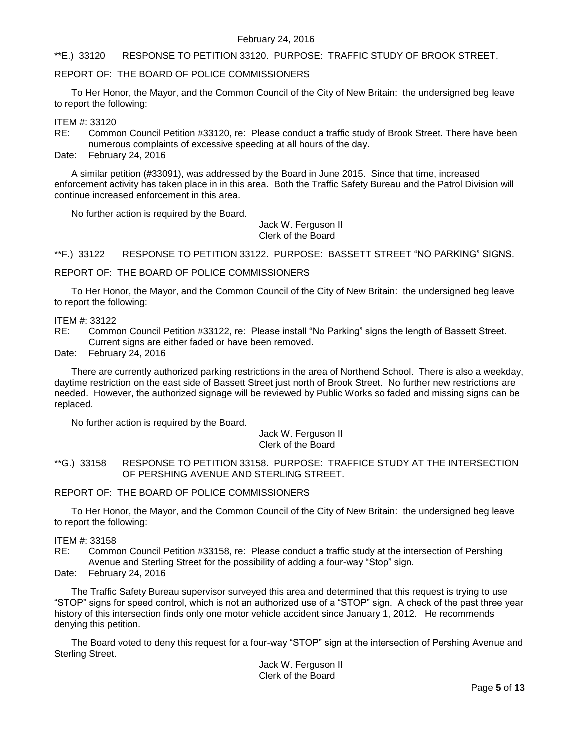**E.) 33120 RESPONSE TO PETITION 33120. PURPOSE: TRAFFIC STUDY OF BROOK STREET.

REPORT OF: THE BOARD OF POLICE COMMISSIONERS

To Her Honor, the Mayor, and the Common Council of the City of New Britain: the undersigned beg leave to report the following:

ITEM #: 33120
RE: Common Council Petition #33120, re: Please conduct a traffic study of Brook Street. There have been numerous complaints of excessive speeding at all hours of the day.
Date: February 24, 2016

A similar petition (#33091), was addressed by the Board in June 2015. Since that time, increased enforcement activity has taken place in in this area. Both the Traffic Safety Bureau and the Patrol Division will continue increased enforcement in this area.

No further action is required by the Board.

Jack W. Ferguson II
Clerk of the Board

**F.) 33122 RESPONSE TO PETITION 33122. PURPOSE: BASSETT STREET "NO PARKING" SIGNS.

REPORT OF: THE BOARD OF POLICE COMMISSIONERS

To Her Honor, the Mayor, and the Common Council of the City of New Britain: the undersigned beg leave to report the following:

ITEM #: 33122
RE: Common Council Petition #33122, re: Please install "No Parking" signs the length of Bassett Street. Current signs are either faded or have been removed.
Date: February 24, 2016

There are currently authorized parking restrictions in the area of Northend School. There is also a weekday, daytime restriction on the east side of Bassett Street just north of Brook Street. No further new restrictions are needed. However, the authorized signage will be reviewed by Public Works so faded and missing signs can be replaced.

No further action is required by the Board.

Jack W. Ferguson II
Clerk of the Board

**G.) 33158 RESPONSE TO PETITION 33158. PURPOSE: TRAFFICE STUDY AT THE INTERSECTION OF PERSHING AVENUE AND STERLING STREET.

REPORT OF: THE BOARD OF POLICE COMMISSIONERS

To Her Honor, the Mayor, and the Common Council of the City of New Britain: the undersigned beg leave to report the following:

ITEM #: 33158
RE: Common Council Petition #33158, re: Please conduct a traffic study at the intersection of Pershing Avenue and Sterling Street for the possibility of adding a four-way "Stop" sign.
Date: February 24, 2016

The Traffic Safety Bureau supervisor surveyed this area and determined that this request is trying to use "STOP" signs for speed control, which is not an authorized use of a "STOP" sign. A check of the past three year history of this intersection finds only one motor vehicle accident since January 1, 2012. He recommends denying this petition.

The Board voted to deny this request for a four-way "STOP" sign at the intersection of Pershing Avenue and Sterling Street.

Jack W. Ferguson II
Clerk of the Board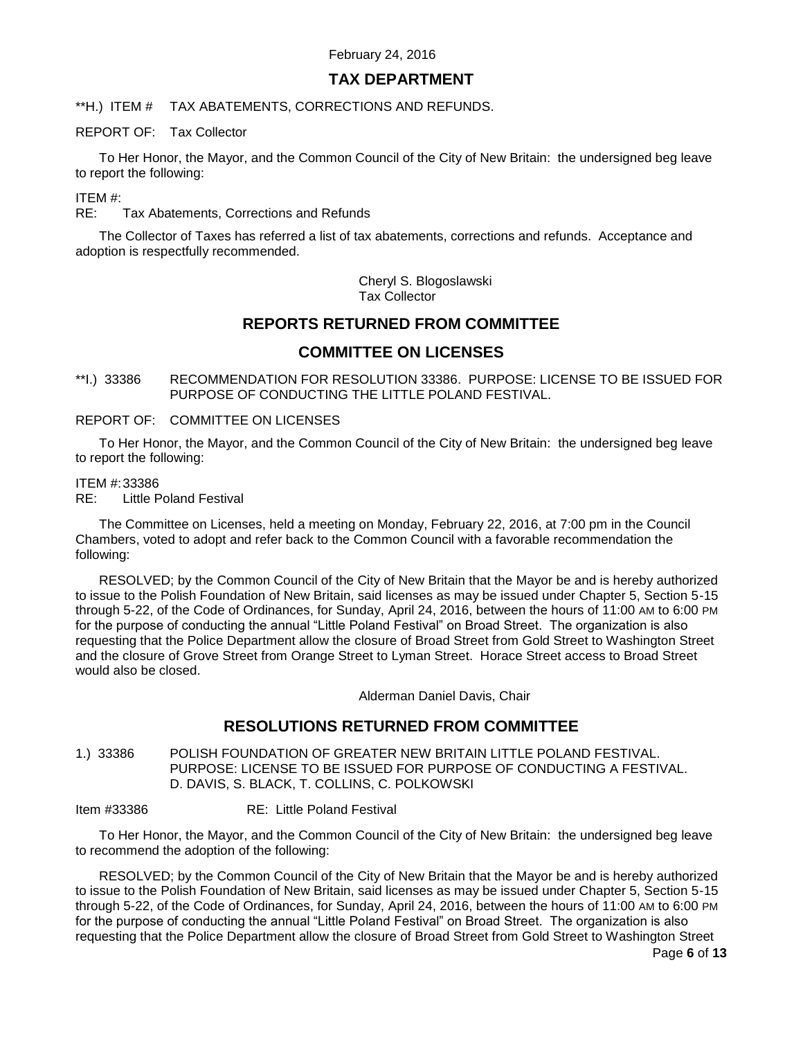February 24, 2016

## TAX DEPARTMENT

**H.) ITEM # TAX ABATEMENTS, CORRECTIONS AND REFUNDS.

REPORT OF: Tax Collector

To Her Honor, the Mayor, and the Common Council of the City of New Britain: the undersigned beg leave to report the following:

ITEM #:
RE: Tax Abatements, Corrections and Refunds

The Collector of Taxes has referred a list of tax abatements, corrections and refunds. Acceptance and adoption is respectfully recommended.

Cheryl S. Blogoslawski
Tax Collector

## REPORTS RETURNED FROM COMMITTEE

## COMMITTEE ON LICENSES

**I.) 33386 RECOMMENDATION FOR RESOLUTION 33386. PURPOSE: LICENSE TO BE ISSUED FOR PURPOSE OF CONDUCTING THE LITTLE POLAND FESTIVAL.

REPORT OF: COMMITTEE ON LICENSES

To Her Honor, the Mayor, and the Common Council of the City of New Britain: the undersigned beg leave to report the following:

ITEM #: 33386
RE: Little Poland Festival

The Committee on Licenses, held a meeting on Monday, February 22, 2016, at 7:00 pm in the Council Chambers, voted to adopt and refer back to the Common Council with a favorable recommendation the following:

RESOLVED; by the Common Council of the City of New Britain that the Mayor be and is hereby authorized to issue to the Polish Foundation of New Britain, said licenses as may be issued under Chapter 5, Section 5-15 through 5-22, of the Code of Ordinances, for Sunday, April 24, 2016, between the hours of 11:00 AM to 6:00 PM for the purpose of conducting the annual "Little Poland Festival" on Broad Street. The organization is also requesting that the Police Department allow the closure of Broad Street from Gold Street to Washington Street and the closure of Grove Street from Orange Street to Lyman Street. Horace Street access to Broad Street would also be closed.

Alderman Daniel Davis, Chair

## RESOLUTIONS RETURNED FROM COMMITTEE

1.) 33386 POLISH FOUNDATION OF GREATER NEW BRITAIN LITTLE POLAND FESTIVAL. PURPOSE: LICENSE TO BE ISSUED FOR PURPOSE OF CONDUCTING A FESTIVAL. D. DAVIS, S. BLACK, T. COLLINS, C. POLKOWSKI

Item #33386 RE: Little Poland Festival

To Her Honor, the Mayor, and the Common Council of the City of New Britain: the undersigned beg leave to recommend the adoption of the following:

RESOLVED; by the Common Council of the City of New Britain that the Mayor be and is hereby authorized to issue to the Polish Foundation of New Britain, said licenses as may be issued under Chapter 5, Section 5-15 through 5-22, of the Code of Ordinances, for Sunday, April 24, 2016, between the hours of 11:00 AM to 6:00 PM for the purpose of conducting the annual "Little Poland Festival" on Broad Street. The organization is also requesting that the Police Department allow the closure of Broad Street from Gold Street to Washington Street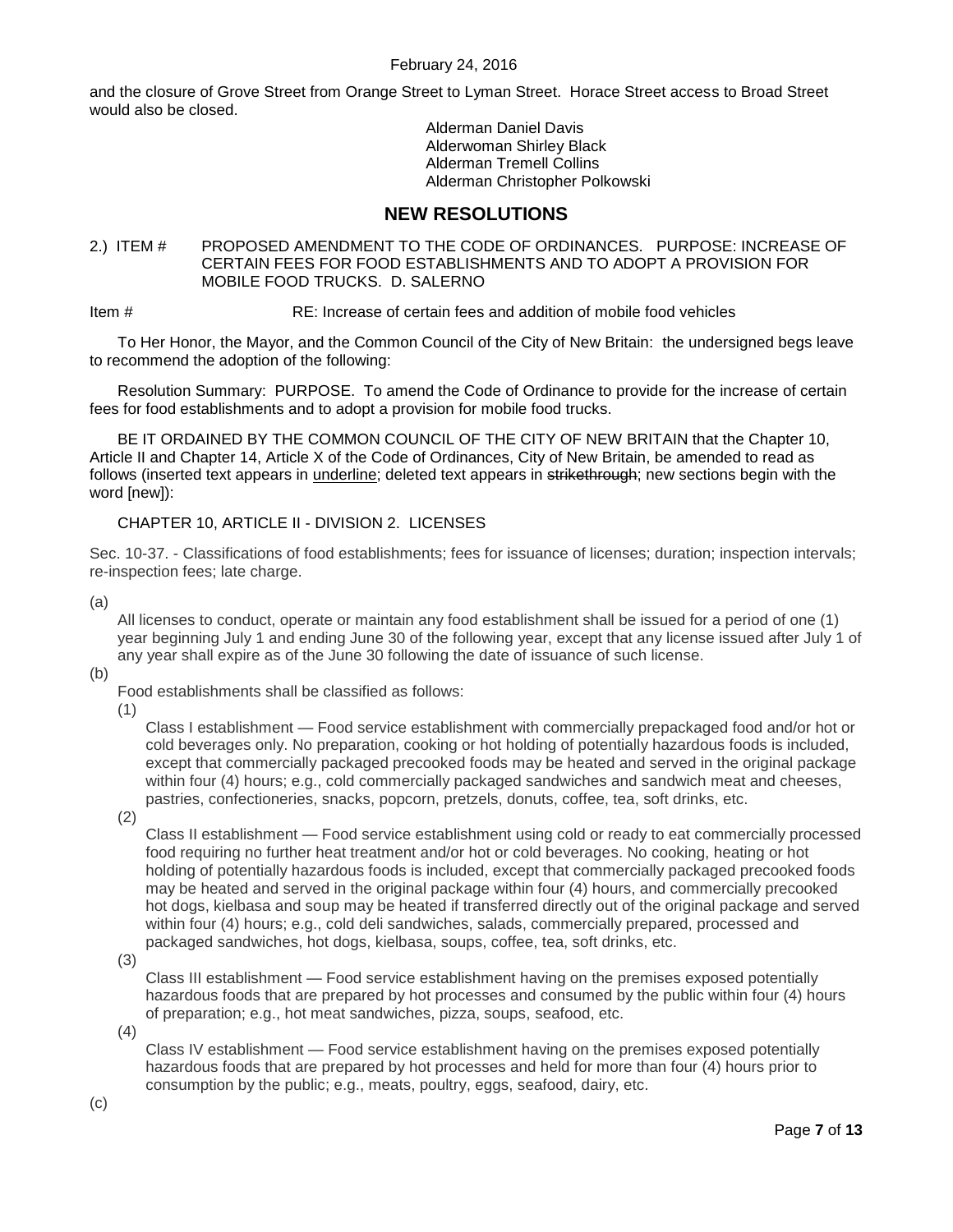and the closure of Grove Street from Orange Street to Lyman Street. Horace Street access to Broad Street would also be closed.

Alderman Daniel Davis
Alderwoman Shirley Black
Alderman Tremell Collins
Alderman Christopher Polkowski

## NEW RESOLUTIONS

2.) ITEM # PROPOSED AMENDMENT TO THE CODE OF ORDINANCES. PURPOSE: INCREASE OF CERTAIN FEES FOR FOOD ESTABLISHMENTS AND TO ADOPT A PROVISION FOR MOBILE FOOD TRUCKS. D. SALERNO

Item # RE: Increase of certain fees and addition of mobile food vehicles

To Her Honor, the Mayor, and the Common Council of the City of New Britain: the undersigned begs leave to recommend the adoption of the following:

Resolution Summary: PURPOSE. To amend the Code of Ordinance to provide for the increase of certain fees for food establishments and to adopt a provision for mobile food trucks.

BE IT ORDAINED BY THE COMMON COUNCIL OF THE CITY OF NEW BRITAIN that the Chapter 10, Article II and Chapter 14, Article X of the Code of Ordinances, City of New Britain, be amended to read as follows (inserted text appears in <u>underline</u>; deleted text appears in ~~strikethrough~~; new sections begin with the word [new]):

CHAPTER 10, ARTICLE II - DIVISION 2. LICENSES

Sec. 10-37. - Classifications of food establishments; fees for issuance of licenses; duration; inspection intervals; re-inspection fees; late charge.

(a)

All licenses to conduct, operate or maintain any food establishment shall be issued for a period of one (1) year beginning July 1 and ending June 30 of the following year, except that any license issued after July 1 of any year shall expire as of the June 30 following the date of issuance of such license.

(b)

Food establishments shall be classified as follows:

(1)

Class I establishment — Food service establishment with commercially prepackaged food and/or hot or cold beverages only. No preparation, cooking or hot holding of potentially hazardous foods is included, except that commercially packaged precooked foods may be heated and served in the original package within four (4) hours; e.g., cold commercially packaged sandwiches and sandwich meat and cheeses, pastries, confectioneries, snacks, popcorn, pretzels, donuts, coffee, tea, soft drinks, etc.

(2)

Class II establishment — Food service establishment using cold or ready to eat commercially processed food requiring no further heat treatment and/or hot or cold beverages. No cooking, heating or hot holding of potentially hazardous foods is included, except that commercially packaged precooked foods may be heated and served in the original package within four (4) hours, and commercially precooked hot dogs, kielbasa and soup may be heated if transferred directly out of the original package and served within four (4) hours; e.g., cold deli sandwiches, salads, commercially prepared, processed and packaged sandwiches, hot dogs, kielbasa, soups, coffee, tea, soft drinks, etc.

(3)

Class III establishment — Food service establishment having on the premises exposed potentially hazardous foods that are prepared by hot processes and consumed by the public within four (4) hours of preparation; e.g., hot meat sandwiches, pizza, soups, seafood, etc.

(4)

Class IV establishment — Food service establishment having on the premises exposed potentially hazardous foods that are prepared by hot processes and held for more than four (4) hours prior to consumption by the public; e.g., meats, poultry, eggs, seafood, dairy, etc.

(c)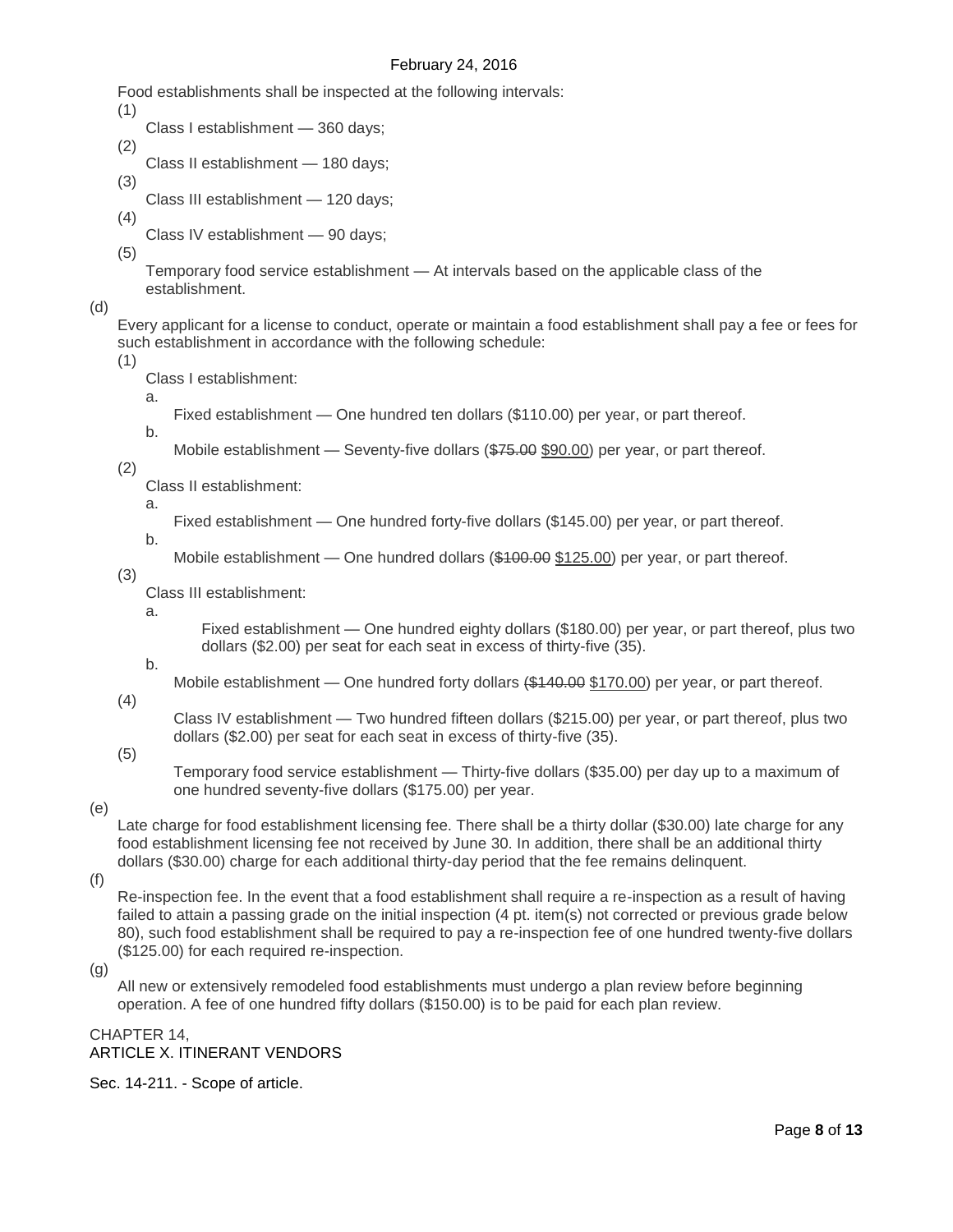Food establishments shall be inspected at the following intervals:

(1) Class I establishment — 360 days;

(2) Class II establishment — 180 days;

(3) Class III establishment — 120 days;

(4) Class IV establishment — 90 days;

(5) Temporary food service establishment — At intervals based on the applicable class of the establishment.

(d) Every applicant for a license to conduct, operate or maintain a food establishment shall pay a fee or fees for such establishment in accordance with the following schedule:

(1) Class I establishment:

a. Fixed establishment — One hundred ten dollars ($110.00) per year, or part thereof.

b. Mobile establishment — Seventy-five dollars (~~$75.00~~ <u>$90.00</u>) per year, or part thereof.

(2) Class II establishment:

a. Fixed establishment — One hundred forty-five dollars ($145.00) per year, or part thereof.

b. Mobile establishment — One hundred dollars (~~$100.00~~ <u>$125.00</u>) per year, or part thereof.

(3) Class III establishment:

a. Fixed establishment — One hundred eighty dollars ($180.00) per year, or part thereof, plus two dollars ($2.00) per seat for each seat in excess of thirty-five (35).

b. Mobile establishment — One hundred forty dollars (~~$140.00~~ <u>$170.00</u>) per year, or part thereof.

(4) Class IV establishment — Two hundred fifteen dollars ($215.00) per year, or part thereof, plus two dollars ($2.00) per seat for each seat in excess of thirty-five (35).

(5) Temporary food service establishment — Thirty-five dollars ($35.00) per day up to a maximum of one hundred seventy-five dollars ($175.00) per year.

(e) Late charge for food establishment licensing fee. There shall be a thirty dollar ($30.00) late charge for any food establishment licensing fee not received by June 30. In addition, there shall be an additional thirty dollars ($30.00) charge for each additional thirty-day period that the fee remains delinquent.

(f) Re-inspection fee. In the event that a food establishment shall require a re-inspection as a result of having failed to attain a passing grade on the initial inspection (4 pt. item(s) not corrected or previous grade below 80), such food establishment shall be required to pay a re-inspection fee of one hundred twenty-five dollars ($125.00) for each required re-inspection.

(g) All new or extensively remodeled food establishments must undergo a plan review before beginning operation. A fee of one hundred fifty dollars ($150.00) is to be paid for each plan review.

CHAPTER 14,
ARTICLE X. ITINERANT VENDORS

Sec. 14-211. - Scope of article.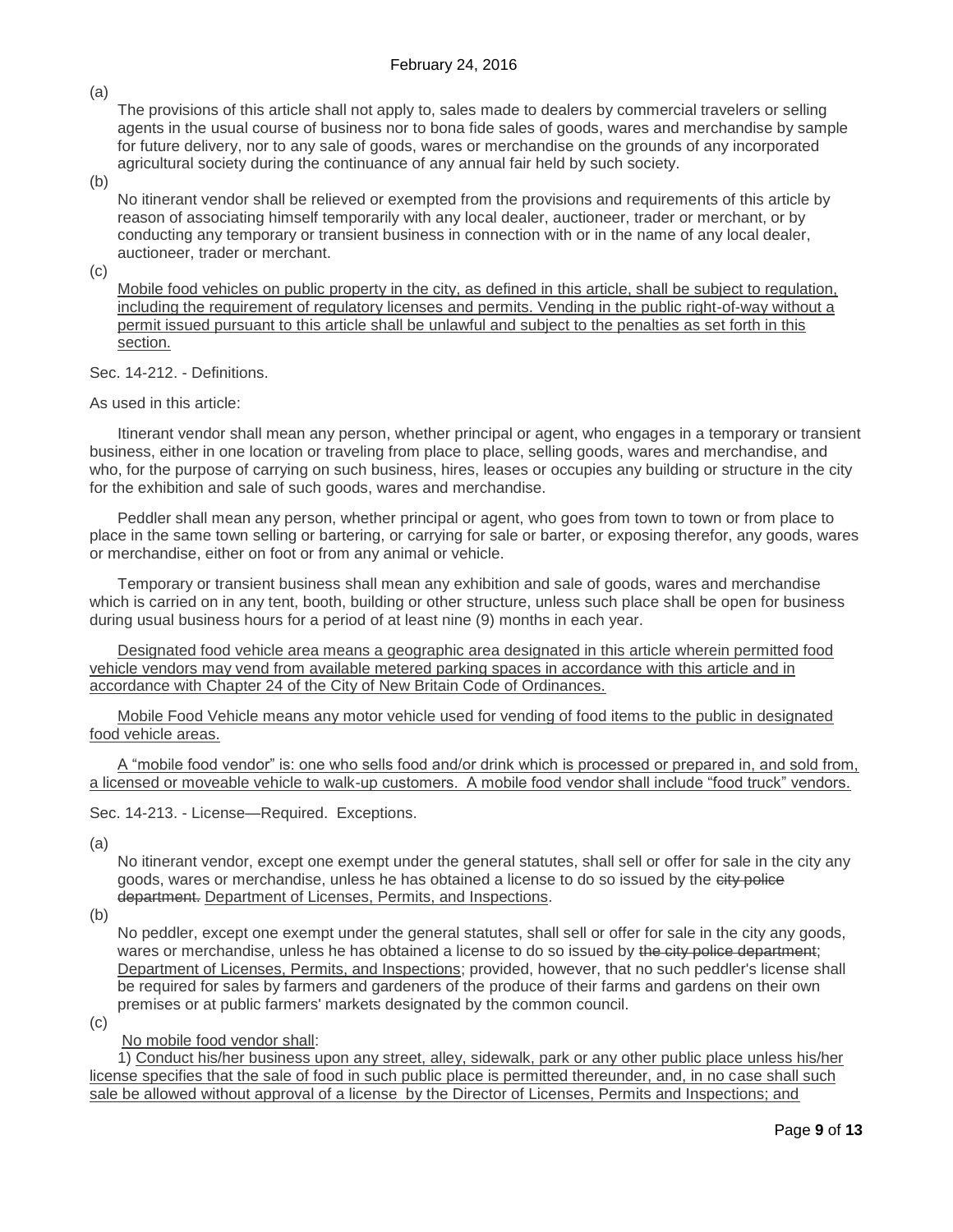(a)

The provisions of this article shall not apply to, sales made to dealers by commercial travelers or selling agents in the usual course of business nor to bona fide sales of goods, wares and merchandise by sample for future delivery, nor to any sale of goods, wares or merchandise on the grounds of any incorporated agricultural society during the continuance of any annual fair held by such society.

(b)

No itinerant vendor shall be relieved or exempted from the provisions and requirements of this article by reason of associating himself temporarily with any local dealer, auctioneer, trader or merchant, or by conducting any temporary or transient business in connection with or in the name of any local dealer, auctioneer, trader or merchant.

(c)

Mobile food vehicles on public property in the city, as defined in this article, shall be subject to regulation, including the requirement of regulatory licenses and permits. Vending in the public right-of-way without a permit issued pursuant to this article shall be unlawful and subject to the penalties as set forth in this section.

Sec. 14-212. - Definitions.

As used in this article:

Itinerant vendor shall mean any person, whether principal or agent, who engages in a temporary or transient business, either in one location or traveling from place to place, selling goods, wares and merchandise, and who, for the purpose of carrying on such business, hires, leases or occupies any building or structure in the city for the exhibition and sale of such goods, wares and merchandise.

Peddler shall mean any person, whether principal or agent, who goes from town to town or from place to place in the same town selling or bartering, or carrying for sale or barter, or exposing therefor, any goods, wares or merchandise, either on foot or from any animal or vehicle.

Temporary or transient business shall mean any exhibition and sale of goods, wares and merchandise which is carried on in any tent, booth, building or other structure, unless such place shall be open for business during usual business hours for a period of at least nine (9) months in each year.

Designated food vehicle area means a geographic area designated in this article wherein permitted food vehicle vendors may vend from available metered parking spaces in accordance with this article and in accordance with Chapter 24 of the City of New Britain Code of Ordinances.

Mobile Food Vehicle means any motor vehicle used for vending of food items to the public in designated food vehicle areas.

A "mobile food vendor" is: one who sells food and/or drink which is processed or prepared in, and sold from, a licensed or moveable vehicle to walk-up customers. A mobile food vendor shall include "food truck" vendors.

Sec. 14-213. - License—Required. Exceptions.

(a)

No itinerant vendor, except one exempt under the general statutes, shall sell or offer for sale in the city any goods, wares or merchandise, unless he has obtained a license to do so issued by the ~~city police department.~~ Department of Licenses, Permits, and Inspections.

(b)

No peddler, except one exempt under the general statutes, shall sell or offer for sale in the city any goods, wares or merchandise, unless he has obtained a license to do so issued by ~~the city police department~~; Department of Licenses, Permits, and Inspections; provided, however, that no such peddler's license shall be required for sales by farmers and gardeners of the produce of their farms and gardens on their own premises or at public farmers' markets designated by the common council.

(c)

No mobile food vendor shall:

1) Conduct his/her business upon any street, alley, sidewalk, park or any other public place unless his/her license specifies that the sale of food in such public place is permitted thereunder, and, in no case shall such sale be allowed without approval of a license by the Director of Licenses, Permits and Inspections; and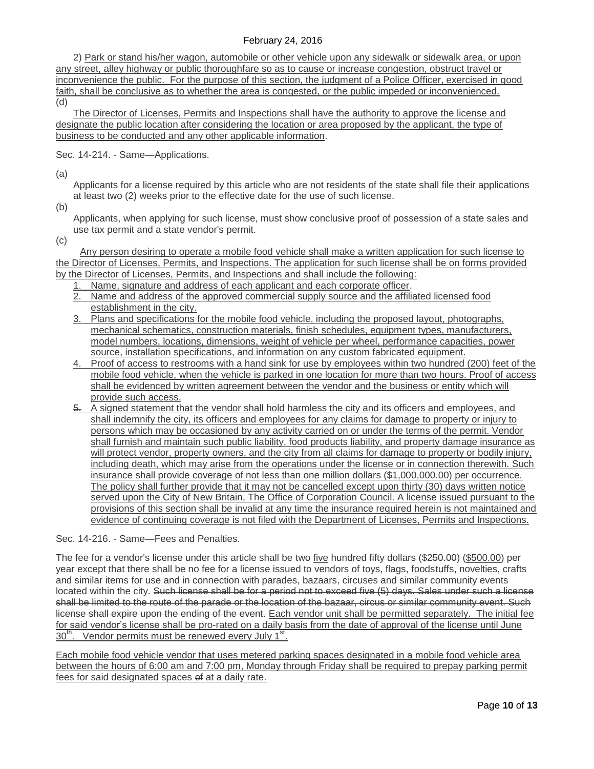2) Park or stand his/her wagon, automobile or other vehicle upon any sidewalk or sidewalk area, or upon any street, alley highway or public thoroughfare so as to cause or increase congestion, obstruct travel or inconvenience the public. For the purpose of this section, the judgment of a Police Officer, exercised in good faith, shall be conclusive as to whether the area is congested, or the public impeded or inconvenienced.

(d)

The Director of Licenses, Permits and Inspections shall have the authority to approve the license and designate the public location after considering the location or area proposed by the applicant, the type of business to be conducted and any other applicable information.

Sec. 14-214. - Same—Applications.

(a)

Applicants for a license required by this article who are not residents of the state shall file their applications at least two (2) weeks prior to the effective date for the use of such license.

(b)

Applicants, when applying for such license, must show conclusive proof of possession of a state sales and use tax permit and a state vendor's permit.

(c)

Any person desiring to operate a mobile food vehicle shall make a written application for such license to the Director of Licenses, Permits, and Inspections. The application for such license shall be on forms provided by the Director of Licenses, Permits, and Inspections and shall include the following:

1. Name, signature and address of each applicant and each corporate officer.
2. Name and address of the approved commercial supply source and the affiliated licensed food establishment in the city.
3. Plans and specifications for the mobile food vehicle, including the proposed layout, photographs, mechanical schematics, construction materials, finish schedules, equipment types, manufacturers, model numbers, locations, dimensions, weight of vehicle per wheel, performance capacities, power source, installation specifications, and information on any custom fabricated equipment.
4. Proof of access to restrooms with a hand sink for use by employees within two hundred (200) feet of the mobile food vehicle, when the vehicle is parked in one location for more than two hours. Proof of access shall be evidenced by written agreement between the vendor and the business or entity which will provide such access.
5. A signed statement that the vendor shall hold harmless the city and its officers and employees, and shall indemnify the city, its officers and employees for any claims for damage to property or injury to persons which may be occasioned by any activity carried on or under the terms of the permit. Vendor shall furnish and maintain such public liability, food products liability, and property damage insurance as will protect vendor, property owners, and the city from all claims for damage to property or bodily injury, including death, which may arise from the operations under the license or in connection therewith. Such insurance shall provide coverage of not less than one million dollars ($1,000,000.00) per occurrence. The policy shall further provide that it may not be cancelled except upon thirty (30) days written notice served upon the City of New Britain, The Office of Corporation Council. A license issued pursuant to the provisions of this section shall be invalid at any time the insurance required herein is not maintained and evidence of continuing coverage is not filed with the Department of Licenses, Permits and Inspections.

Sec. 14-216. - Same—Fees and Penalties.

The fee for a vendor's license under this article shall be ~~two~~ five hundred ~~fifty~~ dollars (~~$250.00~~) ($500.00) per year except that there shall be no fee for a license issued to vendors of toys, flags, foodstuffs, novelties, crafts and similar items for use and in connection with parades, bazaars, circuses and similar community events located within the city. ~~Such license shall be for a period not to exceed five (5) days. Sales under such a license shall be limited to the route of the parade or the location of the bazaar, circus or similar community event. Such license shall expire upon the ending of the event.~~ Each vendor unit shall be permitted separately. The initial fee for said vendor's license shall be pro-rated on a daily basis from the date of approval of the license until June 30th. Vendor permits must be renewed every July 1st.

Each mobile food ~~vehicle~~ vendor that uses metered parking spaces designated in a mobile food vehicle area between the hours of 6:00 am and 7:00 pm, Monday through Friday shall be required to prepay parking permit fees for said designated spaces ~~of~~ at a daily rate.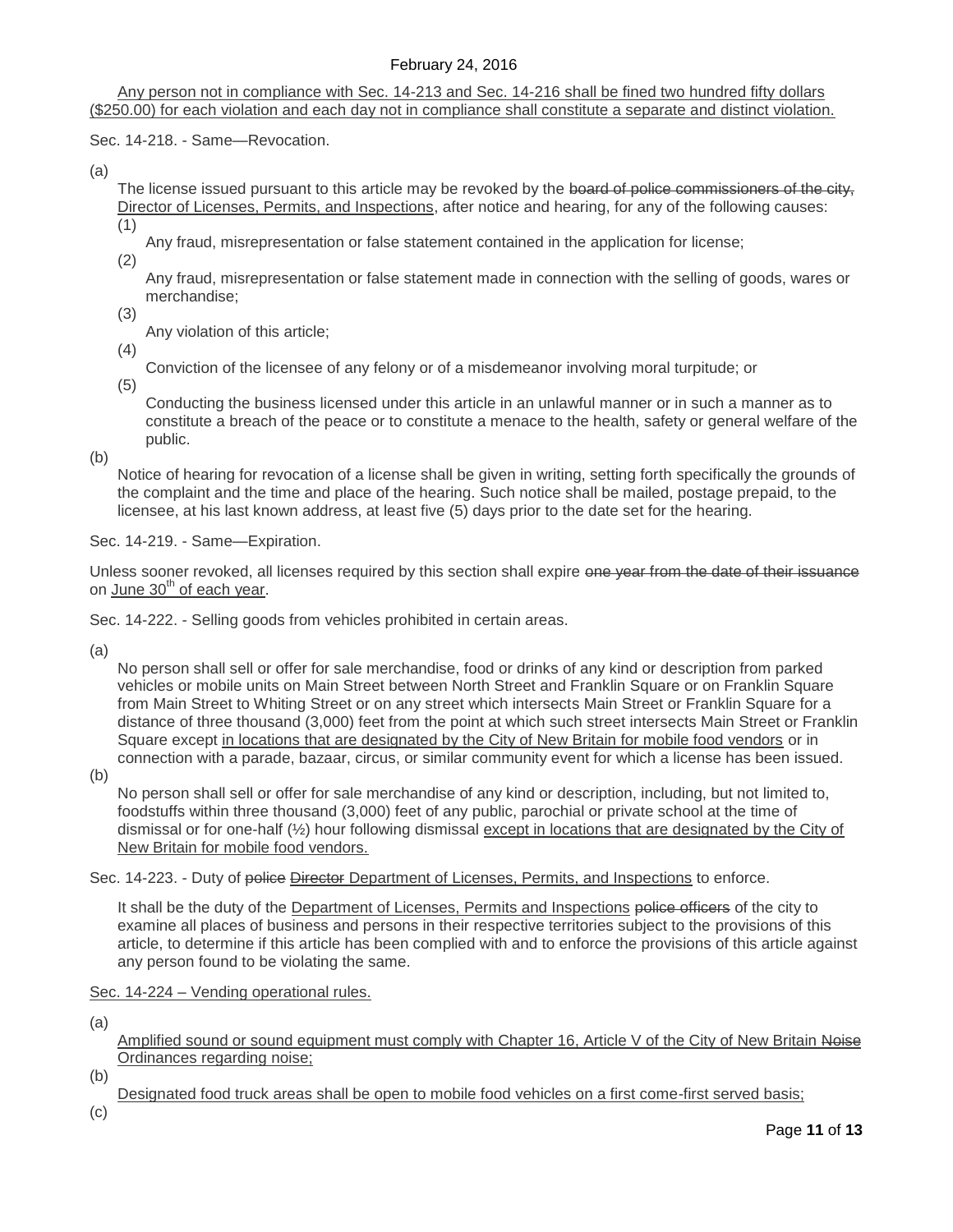<u>Any person not in compliance with Sec. 14-213 and Sec. 14-216 shall be fined two hundred fifty dollars ($250.00) for each violation and each day not in compliance shall constitute a separate and distinct violation.</u>

Sec. 14-218. - Same—Revocation.

(a) The license issued pursuant to this article may be revoked by the ~~board of police commissioners of the city,~~ <u>Director of Licenses, Permits, and Inspections</u>, after notice and hearing, for any of the following causes:

(1) Any fraud, misrepresentation or false statement contained in the application for license;

(2) Any fraud, misrepresentation or false statement made in connection with the selling of goods, wares or merchandise;

(3) Any violation of this article;

(4) Conviction of the licensee of any felony or of a misdemeanor involving moral turpitude; or

(5) Conducting the business licensed under this article in an unlawful manner or in such a manner as to constitute a breach of the peace or to constitute a menace to the health, safety or general welfare of the public.

(b) Notice of hearing for revocation of a license shall be given in writing, setting forth specifically the grounds of the complaint and the time and place of the hearing. Such notice shall be mailed, postage prepaid, to the licensee, at his last known address, at least five (5) days prior to the date set for the hearing.

Sec. 14-219. - Same—Expiration.

Unless sooner revoked, all licenses required by this section shall expire ~~one year from the date of their issuance~~ on <u>June 30th of each year</u>.

Sec. 14-222. - Selling goods from vehicles prohibited in certain areas.

(a) No person shall sell or offer for sale merchandise, food or drinks of any kind or description from parked vehicles or mobile units on Main Street between North Street and Franklin Square or on Franklin Square from Main Street to Whiting Street or on any street which intersects Main Street or Franklin Square for a distance of three thousand (3,000) feet from the point at which such street intersects Main Street or Franklin Square except <u>in locations that are designated by the City of New Britain for mobile food vendors</u> or in connection with a parade, bazaar, circus, or similar community event for which a license has been issued.

(b) No person shall sell or offer for sale merchandise of any kind or description, including, but not limited to, foodstuffs within three thousand (3,000) feet of any public, parochial or private school at the time of dismissal or for one-half (½) hour following dismissal <u>except in locations that are designated by the City of New Britain for mobile food vendors.</u>

Sec. 14-223. - Duty of ~~police~~ ~~Director~~ <u>Department of Licenses, Permits, and Inspections</u> to enforce.

It shall be the duty of the <u>Department of Licenses, Permits and Inspections</u> ~~police officers~~ of the city to examine all places of business and persons in their respective territories subject to the provisions of this article, to determine if this article has been complied with and to enforce the provisions of this article against any person found to be violating the same.

<u>Sec. 14-224 – Vending operational rules.</u>

(a) <u>Amplified sound or sound equipment must comply with Chapter 16, Article V of the City of New Britain</u> ~~Noise~~ <u>Ordinances regarding noise;</u>

(b) <u>Designated food truck areas shall be open to mobile food vehicles on a first come-first served basis;</u>

(c)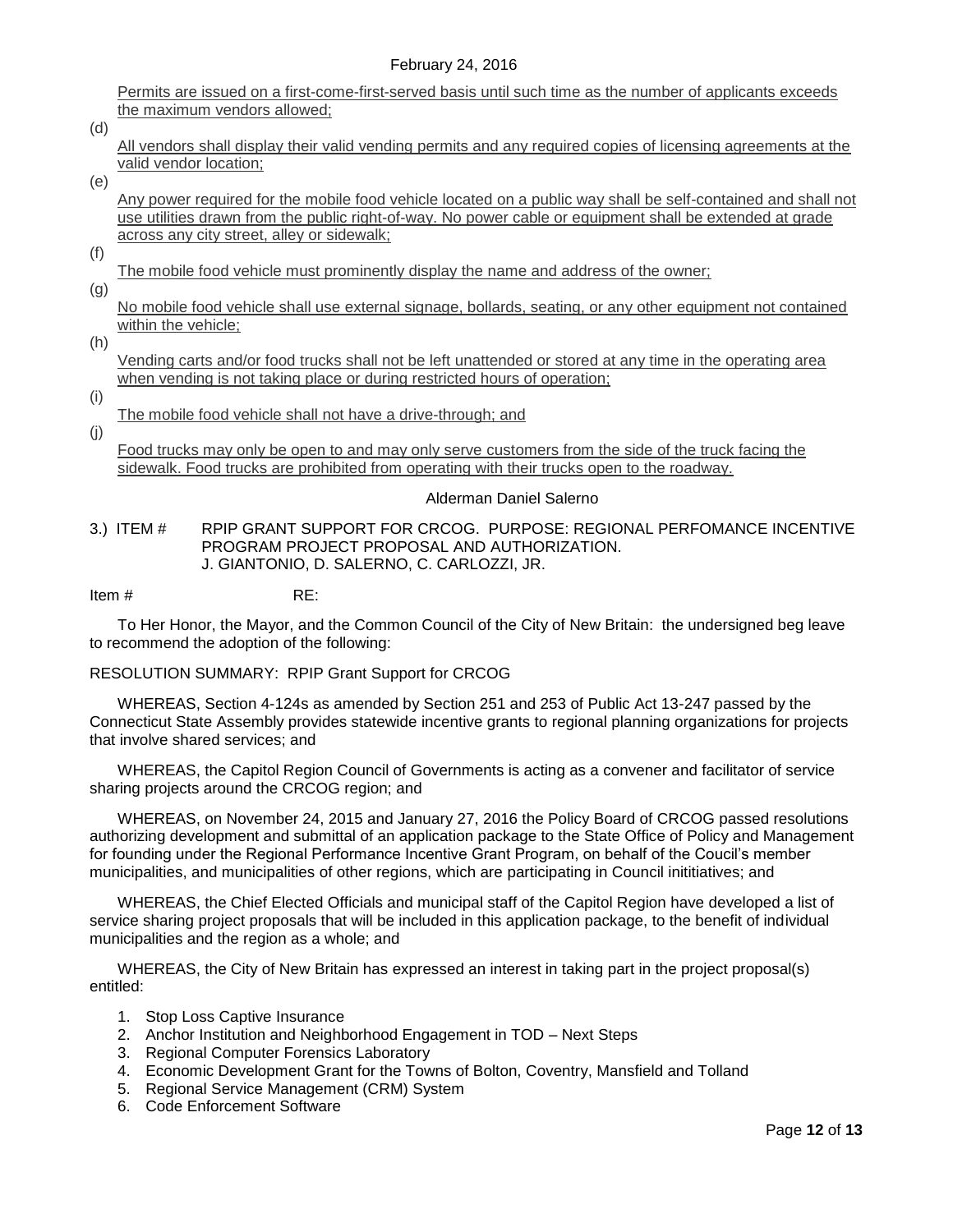Permits are issued on a first-come-first-served basis until such time as the number of applicants exceeds the maximum vendors allowed;

(d)
All vendors shall display their valid vending permits and any required copies of licensing agreements at the valid vendor location;

(e)
Any power required for the mobile food vehicle located on a public way shall be self-contained and shall not use utilities drawn from the public right-of-way. No power cable or equipment shall be extended at grade across any city street, alley or sidewalk;

(f)
The mobile food vehicle must prominently display the name and address of the owner;

(g)
No mobile food vehicle shall use external signage, bollards, seating, or any other equipment not contained within the vehicle;

(h)
Vending carts and/or food trucks shall not be left unattended or stored at any time in the operating area when vending is not taking place or during restricted hours of operation;

(i)
The mobile food vehicle shall not have a drive-through; and

(j)
Food trucks may only be open to and may only serve customers from the side of the truck facing the sidewalk. Food trucks are prohibited from operating with their trucks open to the roadway.

Alderman Daniel Salerno

3.) ITEM # RPIP GRANT SUPPORT FOR CRCOG. PURPOSE: REGIONAL PERFOMANCE INCENTIVE PROGRAM PROJECT PROPOSAL AND AUTHORIZATION.
J. GIANTONIO, D. SALERNO, C. CARLOZZI, JR.

Item # RE:

To Her Honor, the Mayor, and the Common Council of the City of New Britain: the undersigned beg leave to recommend the adoption of the following:

RESOLUTION SUMMARY: RPIP Grant Support for CRCOG

WHEREAS, Section 4-124s as amended by Section 251 and 253 of Public Act 13-247 passed by the Connecticut State Assembly provides statewide incentive grants to regional planning organizations for projects that involve shared services; and

WHEREAS, the Capitol Region Council of Governments is acting as a convener and facilitator of service sharing projects around the CRCOG region; and

WHEREAS, on November 24, 2015 and January 27, 2016 the Policy Board of CRCOG passed resolutions authorizing development and submittal of an application package to the State Office of Policy and Management for founding under the Regional Performance Incentive Grant Program, on behalf of the Coucil's member municipalities, and municipalities of other regions, which are participating in Council inititiatives; and

WHEREAS, the Chief Elected Officials and municipal staff of the Capitol Region have developed a list of service sharing project proposals that will be included in this application package, to the benefit of individual municipalities and the region as a whole; and

WHEREAS, the City of New Britain has expressed an interest in taking part in the project proposal(s) entitled:

1. Stop Loss Captive Insurance
2. Anchor Institution and Neighborhood Engagement in TOD – Next Steps
3. Regional Computer Forensics Laboratory
4. Economic Development Grant for the Towns of Bolton, Coventry, Mansfield and Tolland
5. Regional Service Management (CRM) System
6. Code Enforcement Software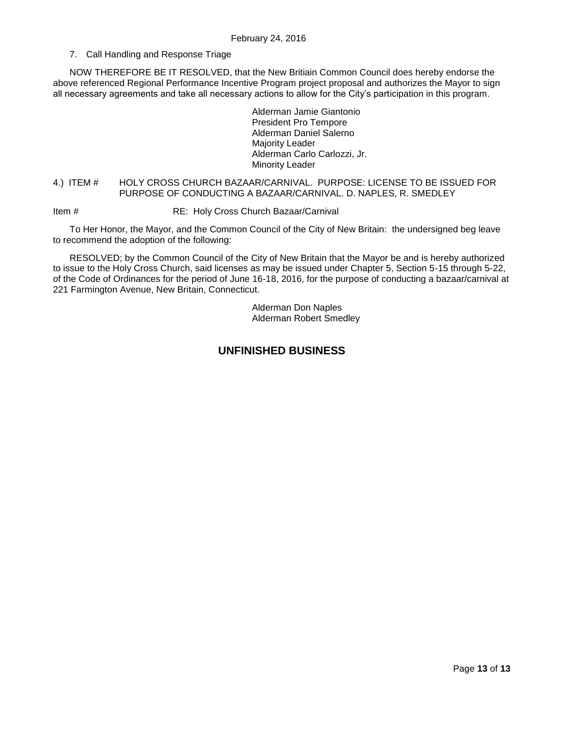7. Call Handling and Response Triage

NOW THEREFORE BE IT RESOLVED, that the New Britiain Common Council does hereby endorse the above referenced Regional Performance Incentive Program project proposal and authorizes the Mayor to sign all necessary agreements and take all necessary actions to allow for the City's participation in this program.

Alderman Jamie Giantonio
President Pro Tempore
Alderman Daniel Salerno
Majority Leader
Alderman Carlo Carlozzi, Jr.
Minority Leader

4.) ITEM # HOLY CROSS CHURCH BAZAAR/CARNIVAL. PURPOSE: LICENSE TO BE ISSUED FOR PURPOSE OF CONDUCTING A BAZAAR/CARNIVAL. D. NAPLES, R. SMEDLEY

Item # RE: Holy Cross Church Bazaar/Carnival

To Her Honor, the Mayor, and the Common Council of the City of New Britain: the undersigned beg leave to recommend the adoption of the following:

RESOLVED; by the Common Council of the City of New Britain that the Mayor be and is hereby authorized to issue to the Holy Cross Church, said licenses as may be issued under Chapter 5, Section 5-15 through 5-22, of the Code of Ordinances for the period of June 16-18, 2016, for the purpose of conducting a bazaar/carnival at 221 Farmington Avenue, New Britain, Connecticut.

Alderman Don Naples
Alderman Robert Smedley

## UNFINISHED BUSINESS